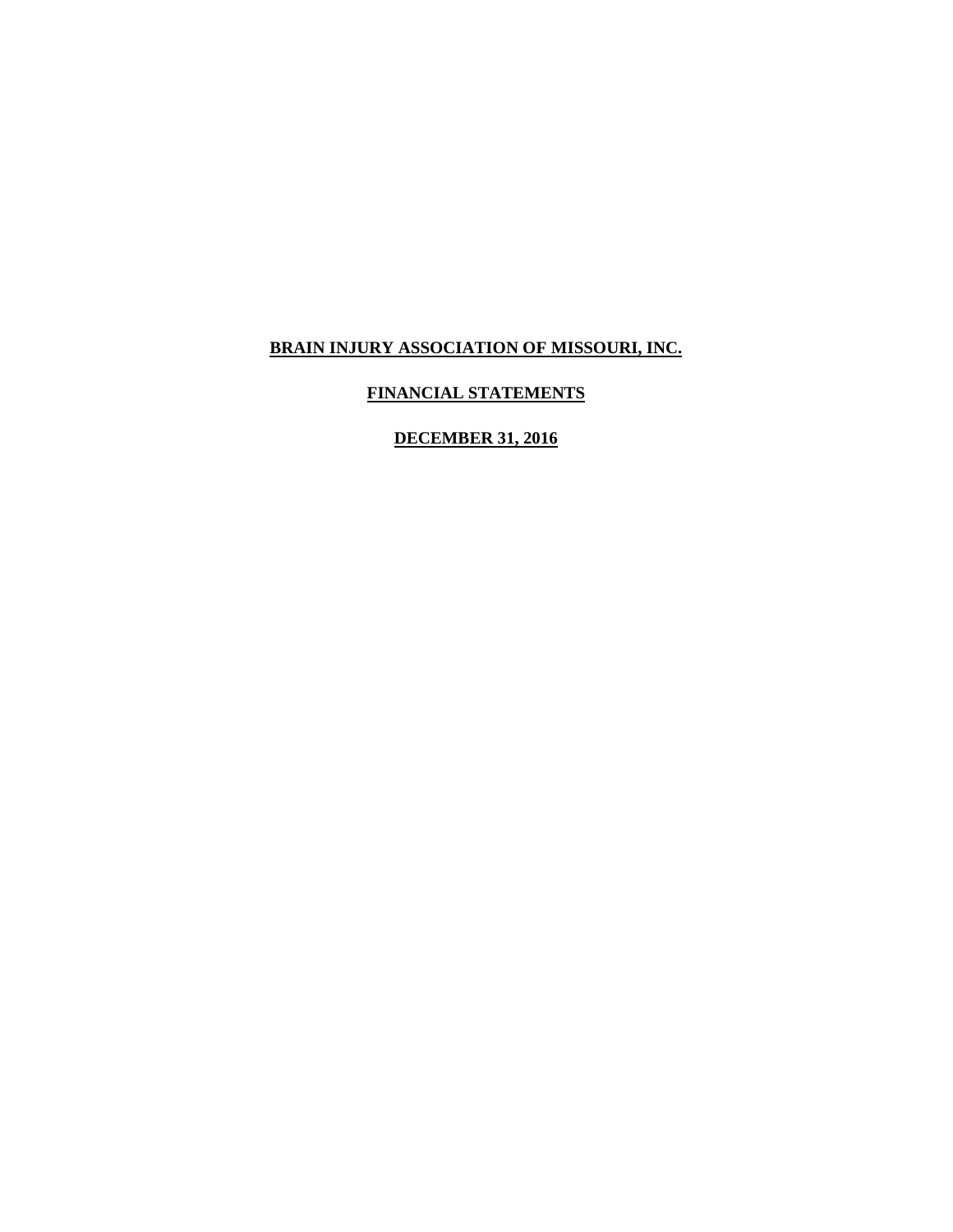# BRAIN INJURY ASSOCIATION OF MISSOURI, INC.

## FINANCIAL STATEMENTS

## DECEMBER 31, 2016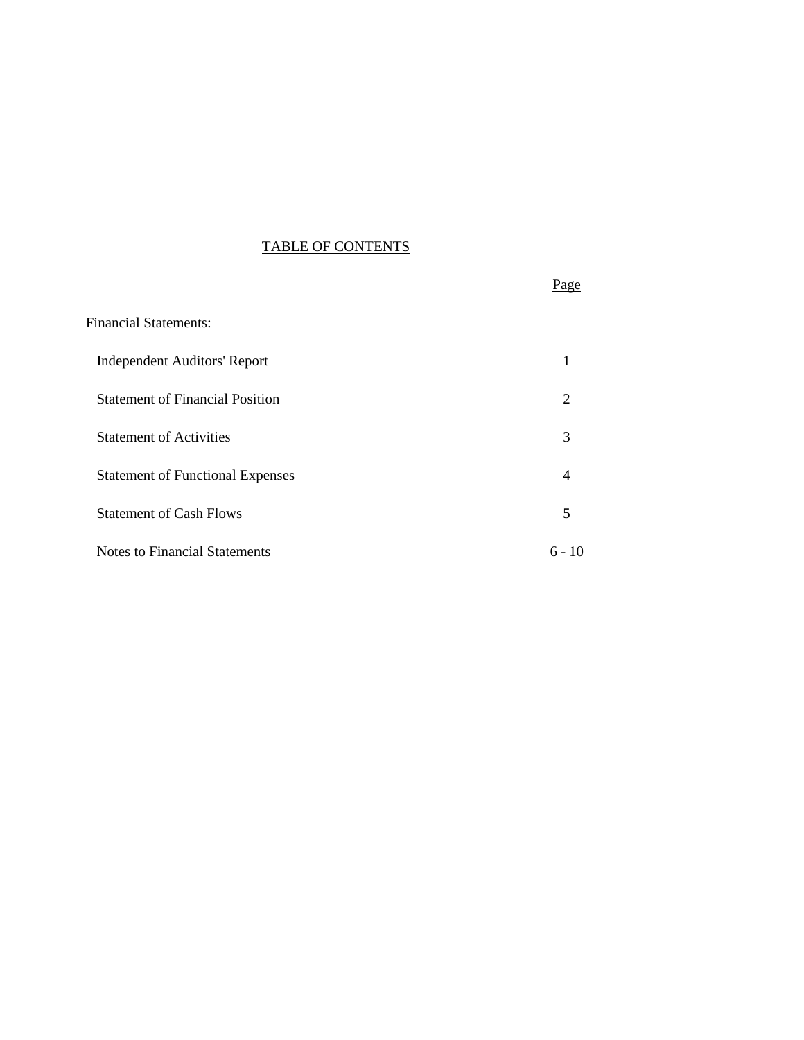# TABLE OF CONTENTS

| | Page |
|---|---|
| Financial Statements: | |
| Independent Auditors' Report | 1 |
| Statement of Financial Position | 2 |
| Statement of Activities | 3 |
| Statement of Functional Expenses | 4 |
| Statement of Cash Flows | 5 |
| Notes to Financial Statements | 6 - 10 |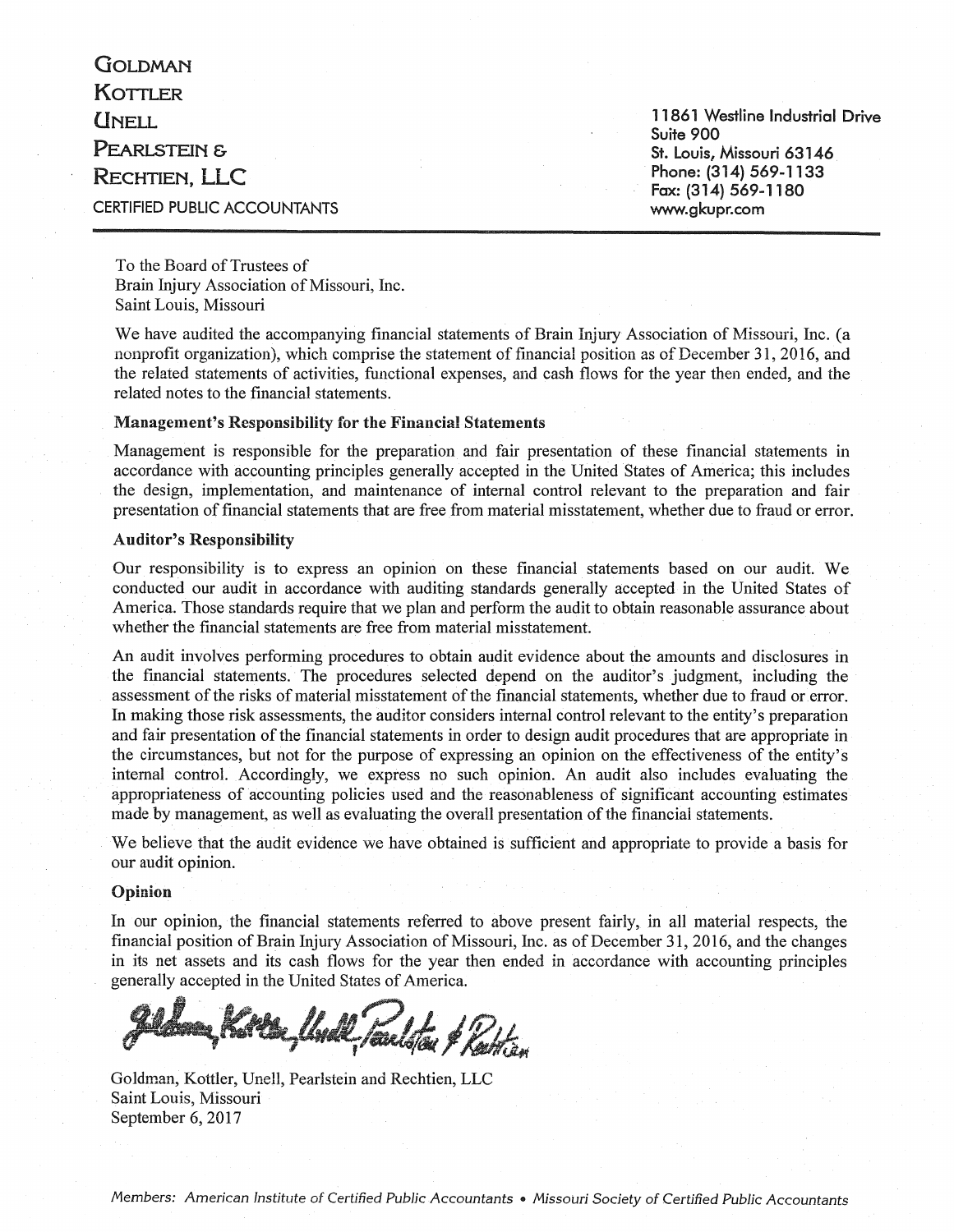GOLDMAN
KOTTLER
UNELL
PEARLSTEIN &
RECHTIEN, LLC
CERTIFIED PUBLIC ACCOUNTANTS

11861 Westline Industrial Drive
Suite 900
St. Louis, Missouri 63146
Phone: (314) 569-1133
Fax: (314) 569-1180
www.gkupr.com

To the Board of Trustees of
Brain Injury Association of Missouri, Inc.
Saint Louis, Missouri

We have audited the accompanying financial statements of Brain Injury Association of Missouri, Inc. (a nonprofit organization), which comprise the statement of financial position as of December 31, 2016, and the related statements of activities, functional expenses, and cash flows for the year then ended, and the related notes to the financial statements.

**Management's Responsibility for the Financial Statements**

Management is responsible for the preparation and fair presentation of these financial statements in accordance with accounting principles generally accepted in the United States of America; this includes the design, implementation, and maintenance of internal control relevant to the preparation and fair presentation of financial statements that are free from material misstatement, whether due to fraud or error.

**Auditor's Responsibility**

Our responsibility is to express an opinion on these financial statements based on our audit. We conducted our audit in accordance with auditing standards generally accepted in the United States of America. Those standards require that we plan and perform the audit to obtain reasonable assurance about whether the financial statements are free from material misstatement.

An audit involves performing procedures to obtain audit evidence about the amounts and disclosures in the financial statements. The procedures selected depend on the auditor's judgment, including the assessment of the risks of material misstatement of the financial statements, whether due to fraud or error. In making those risk assessments, the auditor considers internal control relevant to the entity's preparation and fair presentation of the financial statements in order to design audit procedures that are appropriate in the circumstances, but not for the purpose of expressing an opinion on the effectiveness of the entity's internal control. Accordingly, we express no such opinion. An audit also includes evaluating the appropriateness of accounting policies used and the reasonableness of significant accounting estimates made by management, as well as evaluating the overall presentation of the financial statements.

We believe that the audit evidence we have obtained is sufficient and appropriate to provide a basis for our audit opinion.

**Opinion**

In our opinion, the financial statements referred to above present fairly, in all material respects, the financial position of Brain Injury Association of Missouri, Inc. as of December 31, 2016, and the changes in its net assets and its cash flows for the year then ended in accordance with accounting principles generally accepted in the United States of America.

Goldman, Kottler, Unell, Pearlstein & Rechtien

Goldman, Kottler, Unell, Pearlstein and Rechtien, LLC
Saint Louis, Missouri
September 6, 2017

*Members: American Institute of Certified Public Accountants • Missouri Society of Certified Public Accountants*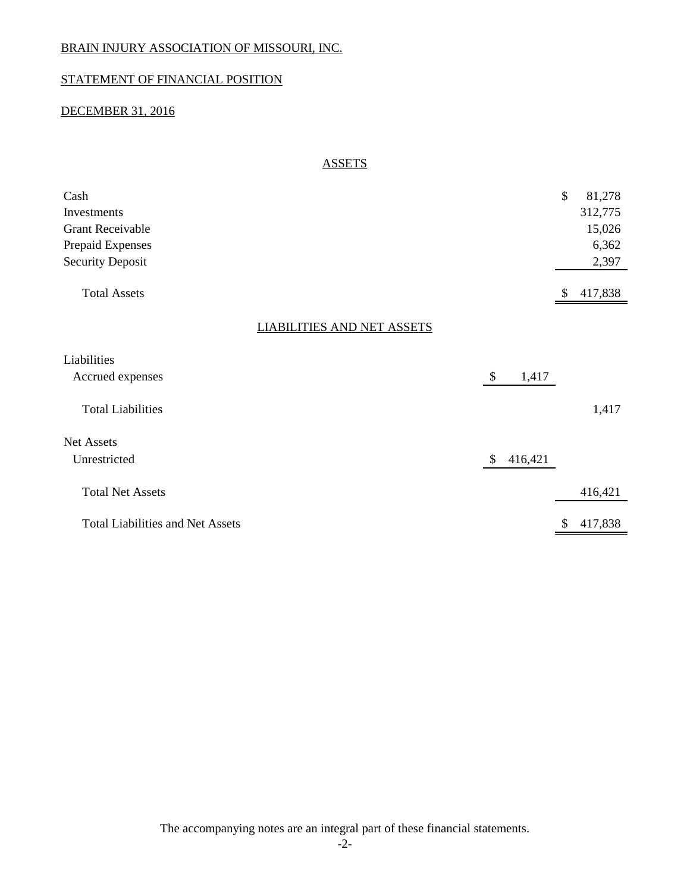BRAIN INJURY ASSOCIATION OF MISSOURI, INC.

STATEMENT OF FINANCIAL POSITION

DECEMBER 31, 2016

## ASSETS

| | | |
|---|---|---|
| Cash | | $ 81,278 |
| Investments | | 312,775 |
| Grant Receivable | | 15,026 |
| Prepaid Expenses | | 6,362 |
| Security Deposit | | 2,397 |
| Total Assets | | $ 417,838 |

## LIABILITIES AND NET ASSETS

| | | |
|---|---|---|
| Liabilities | | |
| Accrued expenses | $ 1,417 | |
| Total Liabilities | | 1,417 |
| Net Assets | | |
| Unrestricted | $ 416,421 | |
| Total Net Assets | | 416,421 |
| Total Liabilities and Net Assets | | $ 417,838 |

The accompanying notes are an integral part of these financial statements.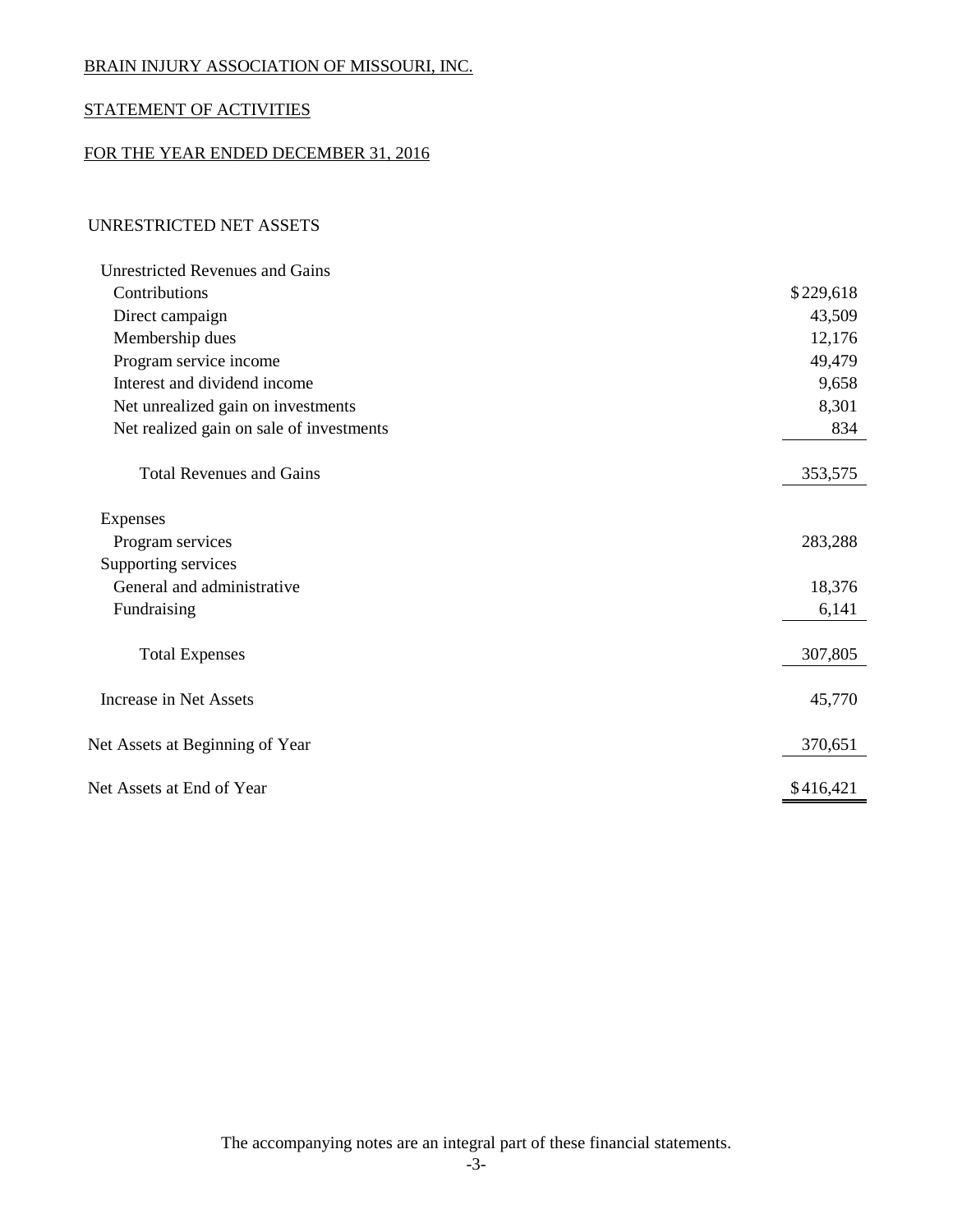BRAIN INJURY ASSOCIATION OF MISSOURI, INC.

STATEMENT OF ACTIVITIES

FOR THE YEAR ENDED DECEMBER 31, 2016

UNRESTRICTED NET ASSETS

| | |
|---|---|
| Unrestricted Revenues and Gains | |
| Contributions | $229,618 |
| Direct campaign | 43,509 |
| Membership dues | 12,176 |
| Program service income | 49,479 |
| Interest and dividend income | 9,658 |
| Net unrealized gain on investments | 8,301 |
| Net realized gain on sale of investments | 834 |
| Total Revenues and Gains | 353,575 |
| Expenses | |
| Program services | 283,288 |
| Supporting services | |
| General and administrative | 18,376 |
| Fundraising | 6,141 |
| Total Expenses | 307,805 |
| Increase in Net Assets | 45,770 |
| Net Assets at Beginning of Year | 370,651 |
| Net Assets at End of Year | $416,421 |

The accompanying notes are an integral part of these financial statements.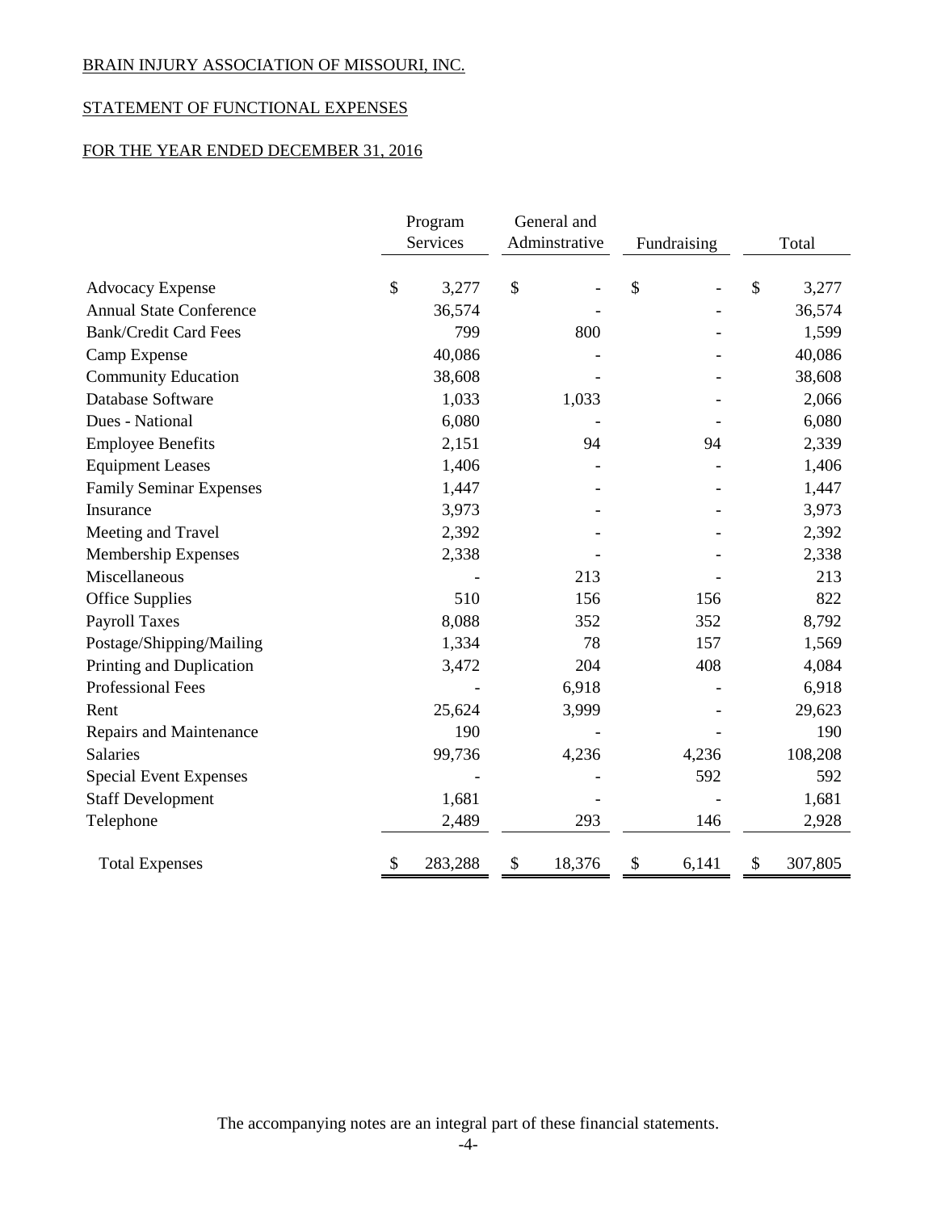BRAIN INJURY ASSOCIATION OF MISSOURI, INC.

STATEMENT OF FUNCTIONAL EXPENSES

FOR THE YEAR ENDED DECEMBER 31, 2016

| | Program Services | General and Adminstrative | Fundraising | Total |
|---|---|---|---|---|
| Advocacy Expense | $ 3,277 | $ - | $ - | $ 3,277 |
| Annual State Conference | 36,574 | - | - | 36,574 |
| Bank/Credit Card Fees | 799 | 800 | - | 1,599 |
| Camp Expense | 40,086 | - | - | 40,086 |
| Community Education | 38,608 | - | - | 38,608 |
| Database Software | 1,033 | 1,033 | - | 2,066 |
| Dues - National | 6,080 | - | - | 6,080 |
| Employee Benefits | 2,151 | 94 | 94 | 2,339 |
| Equipment Leases | 1,406 | - | - | 1,406 |
| Family Seminar Expenses | 1,447 | - | - | 1,447 |
| Insurance | 3,973 | - | - | 3,973 |
| Meeting and Travel | 2,392 | - | - | 2,392 |
| Membership Expenses | 2,338 | - | - | 2,338 |
| Miscellaneous | - | 213 | - | 213 |
| Office Supplies | 510 | 156 | 156 | 822 |
| Payroll Taxes | 8,088 | 352 | 352 | 8,792 |
| Postage/Shipping/Mailing | 1,334 | 78 | 157 | 1,569 |
| Printing and Duplication | 3,472 | 204 | 408 | 4,084 |
| Professional Fees | - | 6,918 | - | 6,918 |
| Rent | 25,624 | 3,999 | - | 29,623 |
| Repairs and Maintenance | 190 | - | - | 190 |
| Salaries | 99,736 | 4,236 | 4,236 | 108,208 |
| Special Event Expenses | - | - | 592 | 592 |
| Staff Development | 1,681 | - | - | 1,681 |
| Telephone | 2,489 | 293 | 146 | 2,928 |
| Total Expenses | $ 283,288 | $ 18,376 | $ 6,141 | $ 307,805 |

The accompanying notes are an integral part of these financial statements.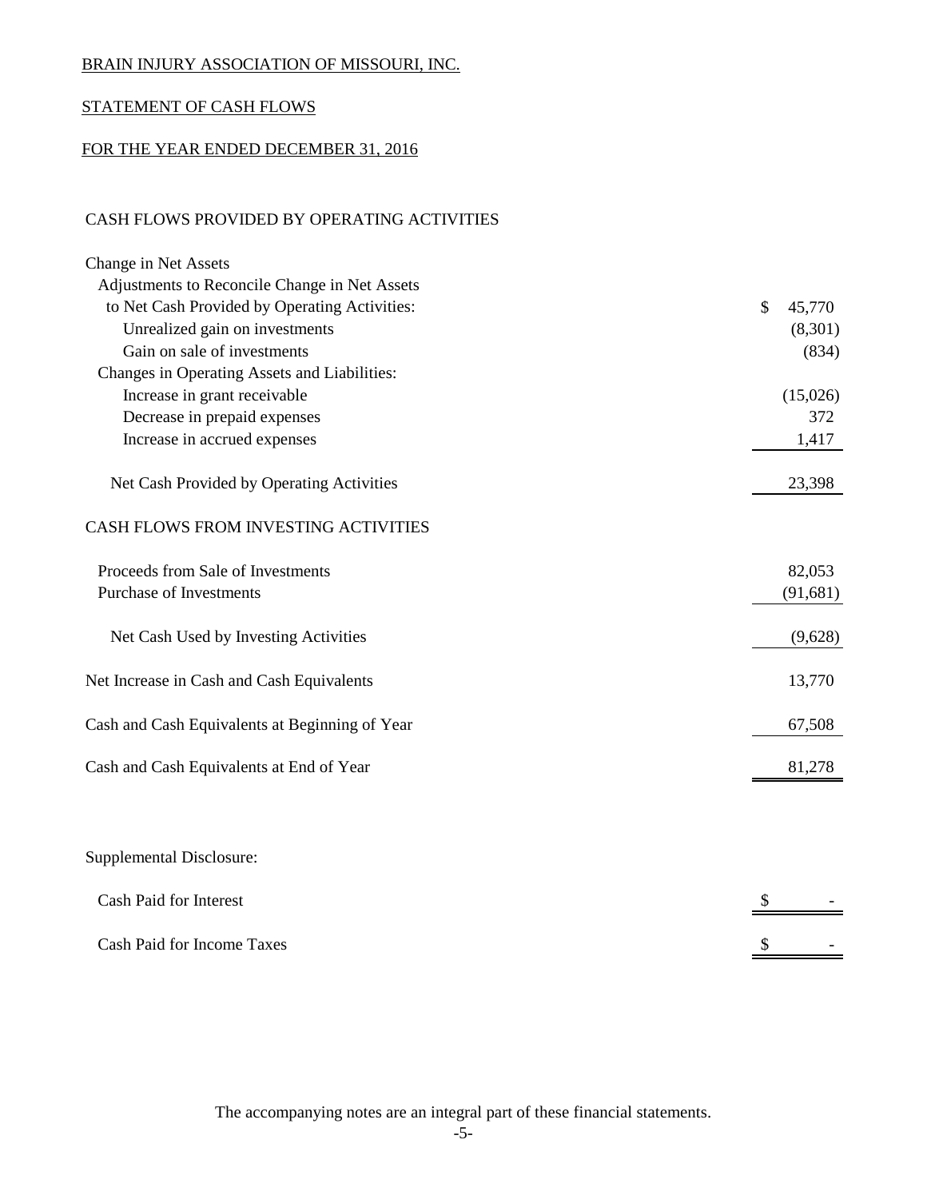BRAIN INJURY ASSOCIATION OF MISSOURI, INC.

STATEMENT OF CASH FLOWS

FOR THE YEAR ENDED DECEMBER 31, 2016

| | |
|---|---|
| **CASH FLOWS PROVIDED BY OPERATING ACTIVITIES** | |
| Change in Net Assets | |
| Adjustments to Reconcile Change in Net Assets | |
| to Net Cash Provided by Operating Activities: | $ 45,770 |
| Unrealized gain on investments | (8,301) |
| Gain on sale of investments | (834) |
| Changes in Operating Assets and Liabilities: | |
| Increase in grant receivable | (15,026) |
| Decrease in prepaid expenses | 372 |
| Increase in accrued expenses | 1,417 |
| Net Cash Provided by Operating Activities | 23,398 |
| **CASH FLOWS FROM INVESTING ACTIVITIES** | |
| Proceeds from Sale of Investments | 82,053 |
| Purchase of Investments | (91,681) |
| Net Cash Used by Investing Activities | (9,628) |
| Net Increase in Cash and Cash Equivalents | 13,770 |
| Cash and Cash Equivalents at Beginning of Year | 67,508 |
| Cash and Cash Equivalents at End of Year | 81,278 |

Supplemental Disclosure:

| | |
|---|---|
| Cash Paid for Interest | $ - |
| Cash Paid for Income Taxes | $ - |

The accompanying notes are an integral part of these financial statements.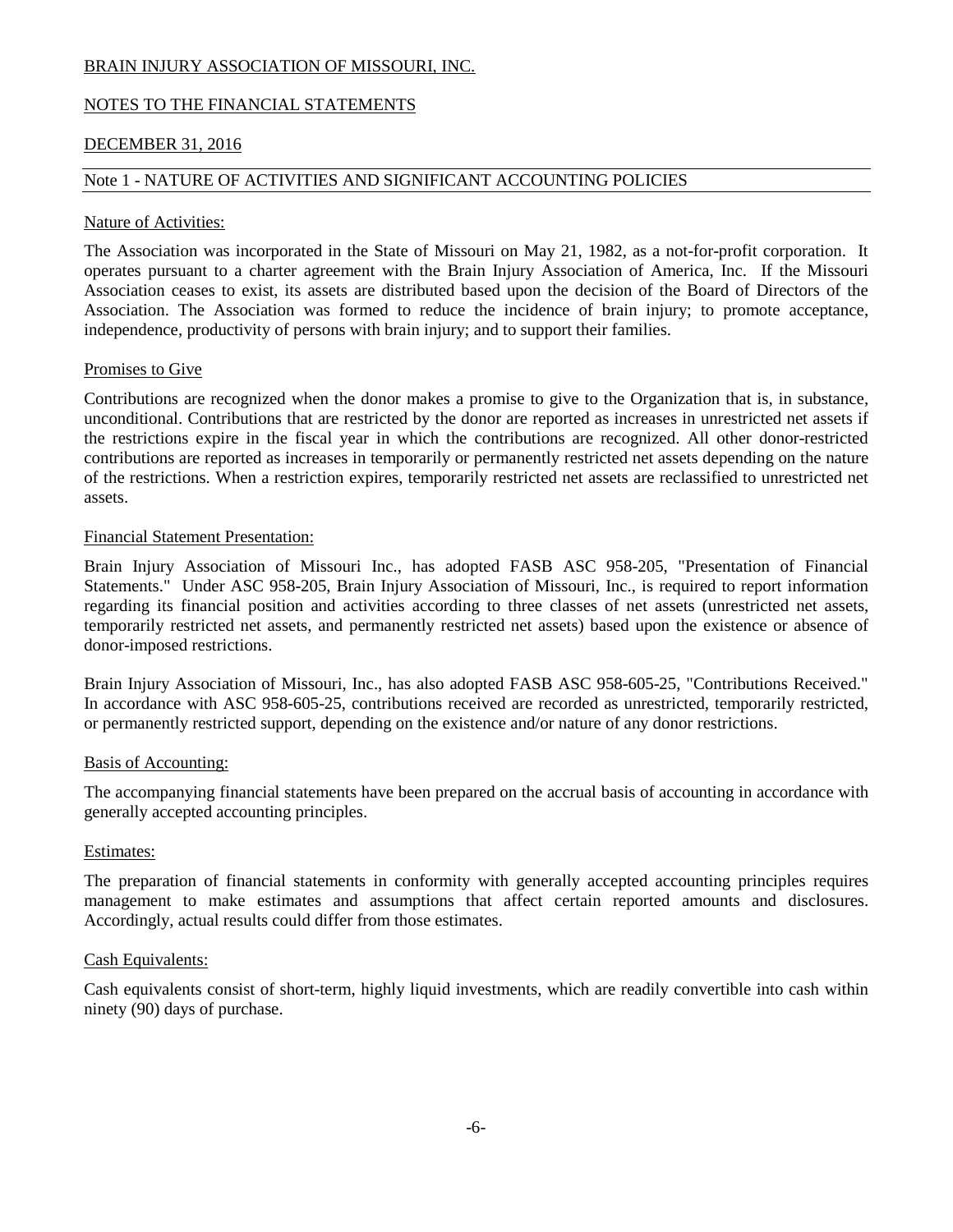BRAIN INJURY ASSOCIATION OF MISSOURI, INC.

NOTES TO THE FINANCIAL STATEMENTS

DECEMBER 31, 2016

## Note 1 - NATURE OF ACTIVITIES AND SIGNIFICANT ACCOUNTING POLICIES

### Nature of Activities:

The Association was incorporated in the State of Missouri on May 21, 1982, as a not-for-profit corporation. It operates pursuant to a charter agreement with the Brain Injury Association of America, Inc. If the Missouri Association ceases to exist, its assets are distributed based upon the decision of the Board of Directors of the Association. The Association was formed to reduce the incidence of brain injury; to promote acceptance, independence, productivity of persons with brain injury; and to support their families.

### Promises to Give

Contributions are recognized when the donor makes a promise to give to the Organization that is, in substance, unconditional. Contributions that are restricted by the donor are reported as increases in unrestricted net assets if the restrictions expire in the fiscal year in which the contributions are recognized. All other donor-restricted contributions are reported as increases in temporarily or permanently restricted net assets depending on the nature of the restrictions. When a restriction expires, temporarily restricted net assets are reclassified to unrestricted net assets.

### Financial Statement Presentation:

Brain Injury Association of Missouri Inc., has adopted FASB ASC 958-205, "Presentation of Financial Statements." Under ASC 958-205, Brain Injury Association of Missouri, Inc., is required to report information regarding its financial position and activities according to three classes of net assets (unrestricted net assets, temporarily restricted net assets, and permanently restricted net assets) based upon the existence or absence of donor-imposed restrictions.

Brain Injury Association of Missouri, Inc., has also adopted FASB ASC 958-605-25, "Contributions Received." In accordance with ASC 958-605-25, contributions received are recorded as unrestricted, temporarily restricted, or permanently restricted support, depending on the existence and/or nature of any donor restrictions.

### Basis of Accounting:

The accompanying financial statements have been prepared on the accrual basis of accounting in accordance with generally accepted accounting principles.

### Estimates:

The preparation of financial statements in conformity with generally accepted accounting principles requires management to make estimates and assumptions that affect certain reported amounts and disclosures. Accordingly, actual results could differ from those estimates.

### Cash Equivalents:

Cash equivalents consist of short-term, highly liquid investments, which are readily convertible into cash within ninety (90) days of purchase.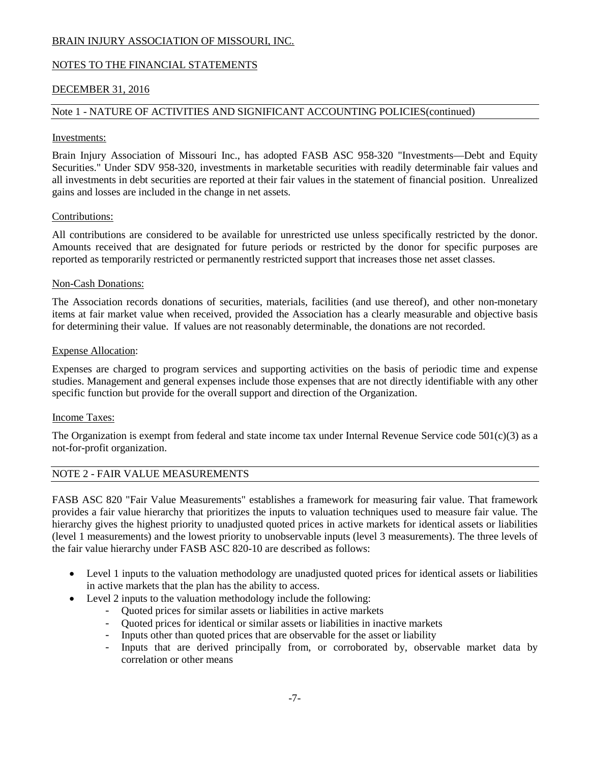BRAIN INJURY ASSOCIATION OF MISSOURI, INC.

NOTES TO THE FINANCIAL STATEMENTS

DECEMBER 31, 2016

## Note 1 - NATURE OF ACTIVITIES AND SIGNIFICANT ACCOUNTING POLICIES(continued)

### Investments:

Brain Injury Association of Missouri Inc., has adopted FASB ASC 958-320 "Investments—Debt and Equity Securities." Under SDV 958-320, investments in marketable securities with readily determinable fair values and all investments in debt securities are reported at their fair values in the statement of financial position. Unrealized gains and losses are included in the change in net assets.

### Contributions:

All contributions are considered to be available for unrestricted use unless specifically restricted by the donor. Amounts received that are designated for future periods or restricted by the donor for specific purposes are reported as temporarily restricted or permanently restricted support that increases those net asset classes.

### Non-Cash Donations:

The Association records donations of securities, materials, facilities (and use thereof), and other non-monetary items at fair market value when received, provided the Association has a clearly measurable and objective basis for determining their value. If values are not reasonably determinable, the donations are not recorded.

### Expense Allocation:

Expenses are charged to program services and supporting activities on the basis of periodic time and expense studies. Management and general expenses include those expenses that are not directly identifiable with any other specific function but provide for the overall support and direction of the Organization.

### Income Taxes:

The Organization is exempt from federal and state income tax under Internal Revenue Service code 501(c)(3) as a not-for-profit organization.

## NOTE 2 - FAIR VALUE MEASUREMENTS

FASB ASC 820 "Fair Value Measurements" establishes a framework for measuring fair value. That framework provides a fair value hierarchy that prioritizes the inputs to valuation techniques used to measure fair value. The hierarchy gives the highest priority to unadjusted quoted prices in active markets for identical assets or liabilities (level 1 measurements) and the lowest priority to unobservable inputs (level 3 measurements). The three levels of the fair value hierarchy under FASB ASC 820-10 are described as follows:

- Level 1 inputs to the valuation methodology are unadjusted quoted prices for identical assets or liabilities in active markets that the plan has the ability to access.
- Level 2 inputs to the valuation methodology include the following:
  - Quoted prices for similar assets or liabilities in active markets
  - Quoted prices for identical or similar assets or liabilities in inactive markets
  - Inputs other than quoted prices that are observable for the asset or liability
  - Inputs that are derived principally from, or corroborated by, observable market data by correlation or other means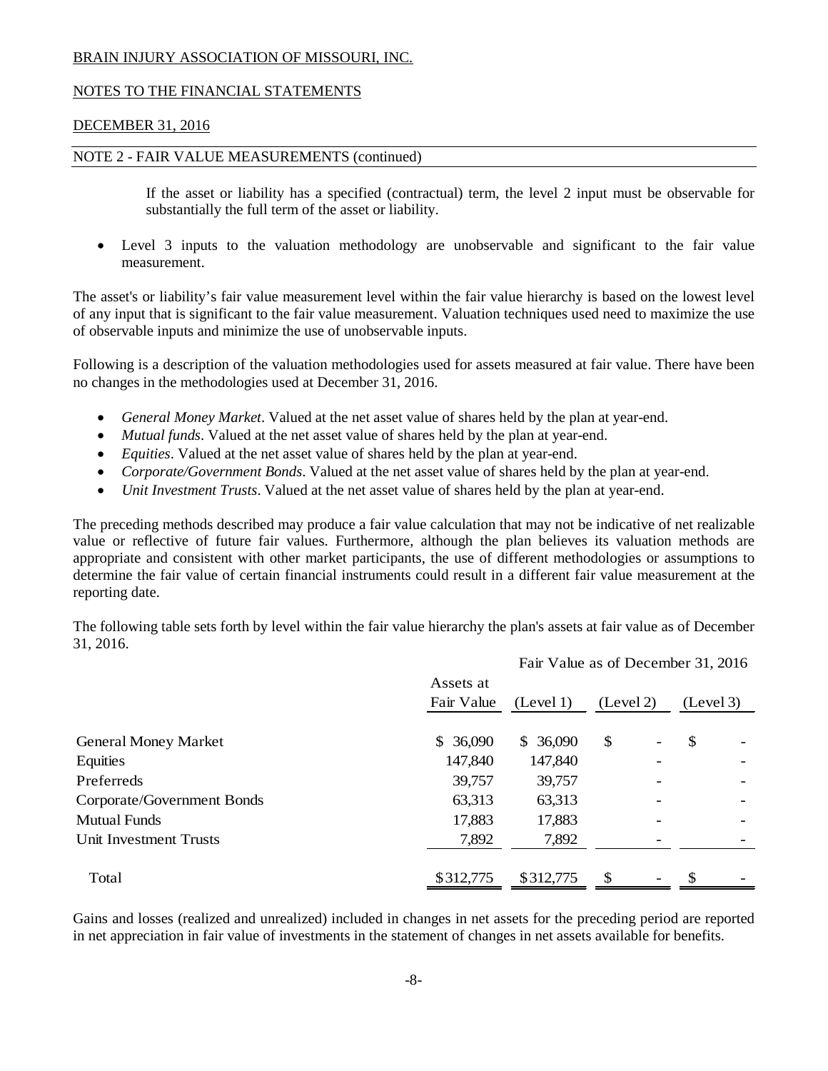BRAIN INJURY ASSOCIATION OF MISSOURI, INC.

NOTES TO THE FINANCIAL STATEMENTS

DECEMBER 31, 2016

NOTE 2 - FAIR VALUE MEASUREMENTS (continued)

If the asset or liability has a specified (contractual) term, the level 2 input must be observable for substantially the full term of the asset or liability.

- Level 3 inputs to the valuation methodology are unobservable and significant to the fair value measurement.

The asset's or liability's fair value measurement level within the fair value hierarchy is based on the lowest level of any input that is significant to the fair value measurement. Valuation techniques used need to maximize the use of observable inputs and minimize the use of unobservable inputs.

Following is a description of the valuation methodologies used for assets measured at fair value. There have been no changes in the methodologies used at December 31, 2016.

- *General Money Market*. Valued at the net asset value of shares held by the plan at year-end.
- *Mutual funds*. Valued at the net asset value of shares held by the plan at year-end.
- *Equities*. Valued at the net asset value of shares held by the plan at year-end.
- *Corporate/Government Bonds*. Valued at the net asset value of shares held by the plan at year-end.
- *Unit Investment Trusts*. Valued at the net asset value of shares held by the plan at year-end.

The preceding methods described may produce a fair value calculation that may not be indicative of net realizable value or reflective of future fair values. Furthermore, although the plan believes its valuation methods are appropriate and consistent with other market participants, the use of different methodologies or assumptions to determine the fair value of certain financial instruments could result in a different fair value measurement at the reporting date.

The following table sets forth by level within the fair value hierarchy the plan's assets at fair value as of December 31, 2016.

| | | Fair Value as of December 31, 2016 | | |
|---|---|---|---|---|
| | Assets at Fair Value | (Level 1) | (Level 2) | (Level 3) |
| General Money Market | $ 36,090 | $ 36,090 | $ - | $ - |
| Equities | 147,840 | 147,840 | - | - |
| Preferreds | 39,757 | 39,757 | - | - |
| Corporate/Government Bonds | 63,313 | 63,313 | - | - |
| Mutual Funds | 17,883 | 17,883 | - | - |
| Unit Investment Trusts | 7,892 | 7,892 | - | - |
| Total | $312,775 | $312,775 | $ - | $ - |

Gains and losses (realized and unrealized) included in changes in net assets for the preceding period are reported in net appreciation in fair value of investments in the statement of changes in net assets available for benefits.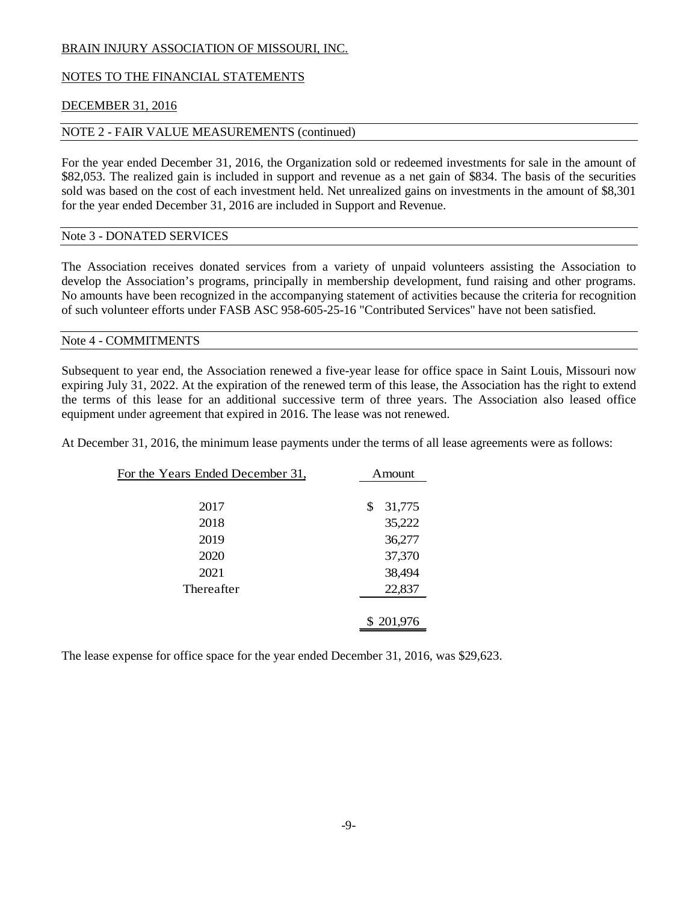BRAIN INJURY ASSOCIATION OF MISSOURI, INC.

NOTES TO THE FINANCIAL STATEMENTS

DECEMBER 31, 2016

## NOTE 2 - FAIR VALUE MEASUREMENTS (continued)

For the year ended December 31, 2016, the Organization sold or redeemed investments for sale in the amount of $82,053. The realized gain is included in support and revenue as a net gain of $834. The basis of the securities sold was based on the cost of each investment held. Net unrealized gains on investments in the amount of $8,301 for the year ended December 31, 2016 are included in Support and Revenue.

## Note 3 - DONATED SERVICES

The Association receives donated services from a variety of unpaid volunteers assisting the Association to develop the Association's programs, principally in membership development, fund raising and other programs. No amounts have been recognized in the accompanying statement of activities because the criteria for recognition of such volunteer efforts under FASB ASC 958-605-25-16 "Contributed Services" have not been satisfied.

## Note 4 - COMMITMENTS

Subsequent to year end, the Association renewed a five-year lease for office space in Saint Louis, Missouri now expiring July 31, 2022. At the expiration of the renewed term of this lease, the Association has the right to extend the terms of this lease for an additional successive term of three years. The Association also leased office equipment under agreement that expired in 2016. The lease was not renewed.

At December 31, 2016, the minimum lease payments under the terms of all lease agreements were as follows:

| For the Years Ended December 31, | Amount |
|---|---|
| 2017 | $ 31,775 |
| 2018 | 35,222 |
| 2019 | 36,277 |
| 2020 | 37,370 |
| 2021 | 38,494 |
| Thereafter | 22,837 |
| | $ 201,976 |

The lease expense for office space for the year ended December 31, 2016, was $29,623.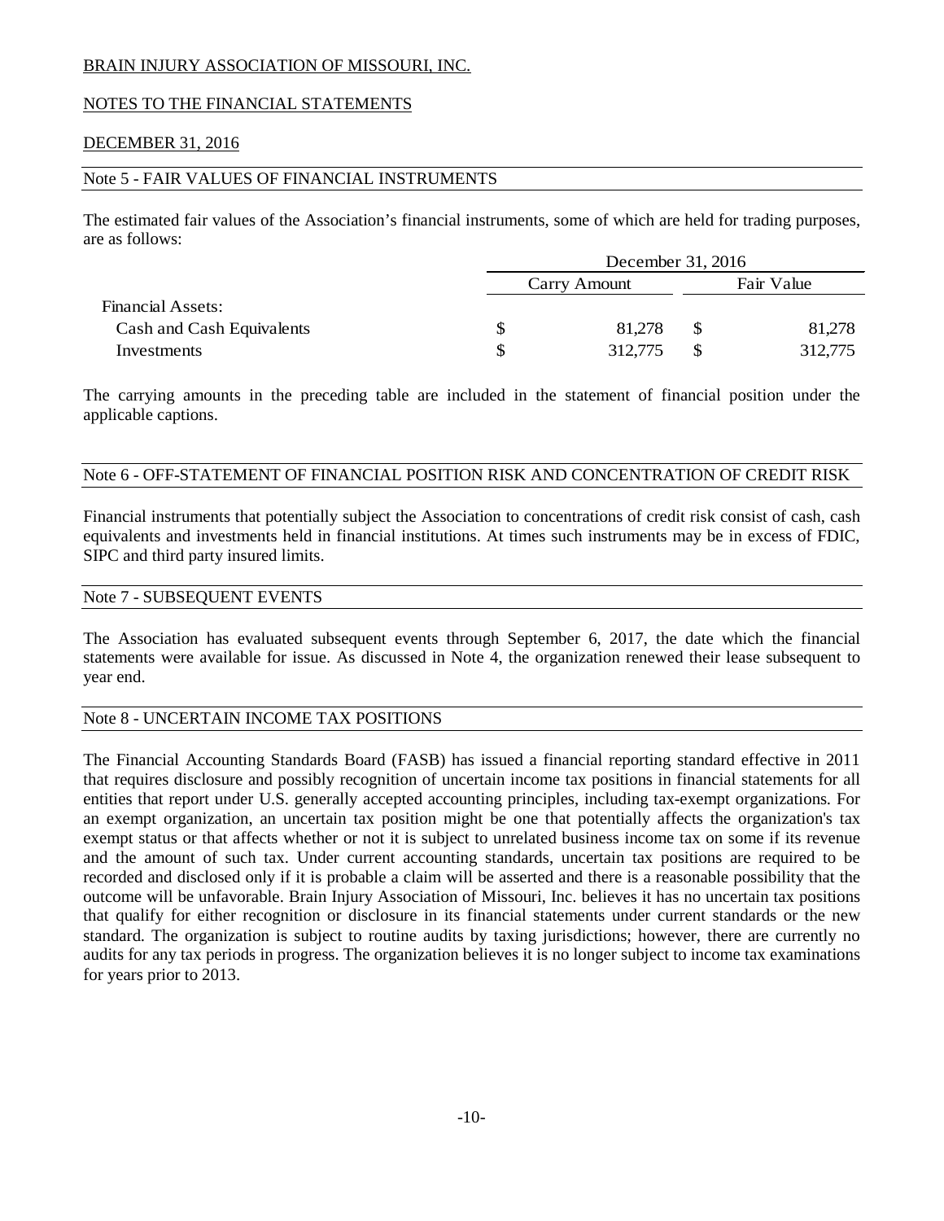BRAIN INJURY ASSOCIATION OF MISSOURI, INC.

NOTES TO THE FINANCIAL STATEMENTS

DECEMBER 31, 2016

## Note 5 - FAIR VALUES OF FINANCIAL INSTRUMENTS

The estimated fair values of the Association's financial instruments, some of which are held for trading purposes, are as follows:

| | December 31, 2016 | |
|---|---|---|
| | Carry Amount | Fair Value |
| Financial Assets: | | |
| Cash and Cash Equivalents | $ 81,278 | $ 81,278 |
| Investments | $ 312,775 | $ 312,775 |

The carrying amounts in the preceding table are included in the statement of financial position under the applicable captions.

## Note 6 - OFF-STATEMENT OF FINANCIAL POSITION RISK AND CONCENTRATION OF CREDIT RISK

Financial instruments that potentially subject the Association to concentrations of credit risk consist of cash, cash equivalents and investments held in financial institutions. At times such instruments may be in excess of FDIC, SIPC and third party insured limits.

## Note 7 - SUBSEQUENT EVENTS

The Association has evaluated subsequent events through September 6, 2017, the date which the financial statements were available for issue. As discussed in Note 4, the organization renewed their lease subsequent to year end.

## Note 8 - UNCERTAIN INCOME TAX POSITIONS

The Financial Accounting Standards Board (FASB) has issued a financial reporting standard effective in 2011 that requires disclosure and possibly recognition of uncertain income tax positions in financial statements for all entities that report under U.S. generally accepted accounting principles, including tax-exempt organizations. For an exempt organization, an uncertain tax position might be one that potentially affects the organization's tax exempt status or that affects whether or not it is subject to unrelated business income tax on some if its revenue and the amount of such tax. Under current accounting standards, uncertain tax positions are required to be recorded and disclosed only if it is probable a claim will be asserted and there is a reasonable possibility that the outcome will be unfavorable. Brain Injury Association of Missouri, Inc. believes it has no uncertain tax positions that qualify for either recognition or disclosure in its financial statements under current standards or the new standard. The organization is subject to routine audits by taxing jurisdictions; however, there are currently no audits for any tax periods in progress. The organization believes it is no longer subject to income tax examinations for years prior to 2013.